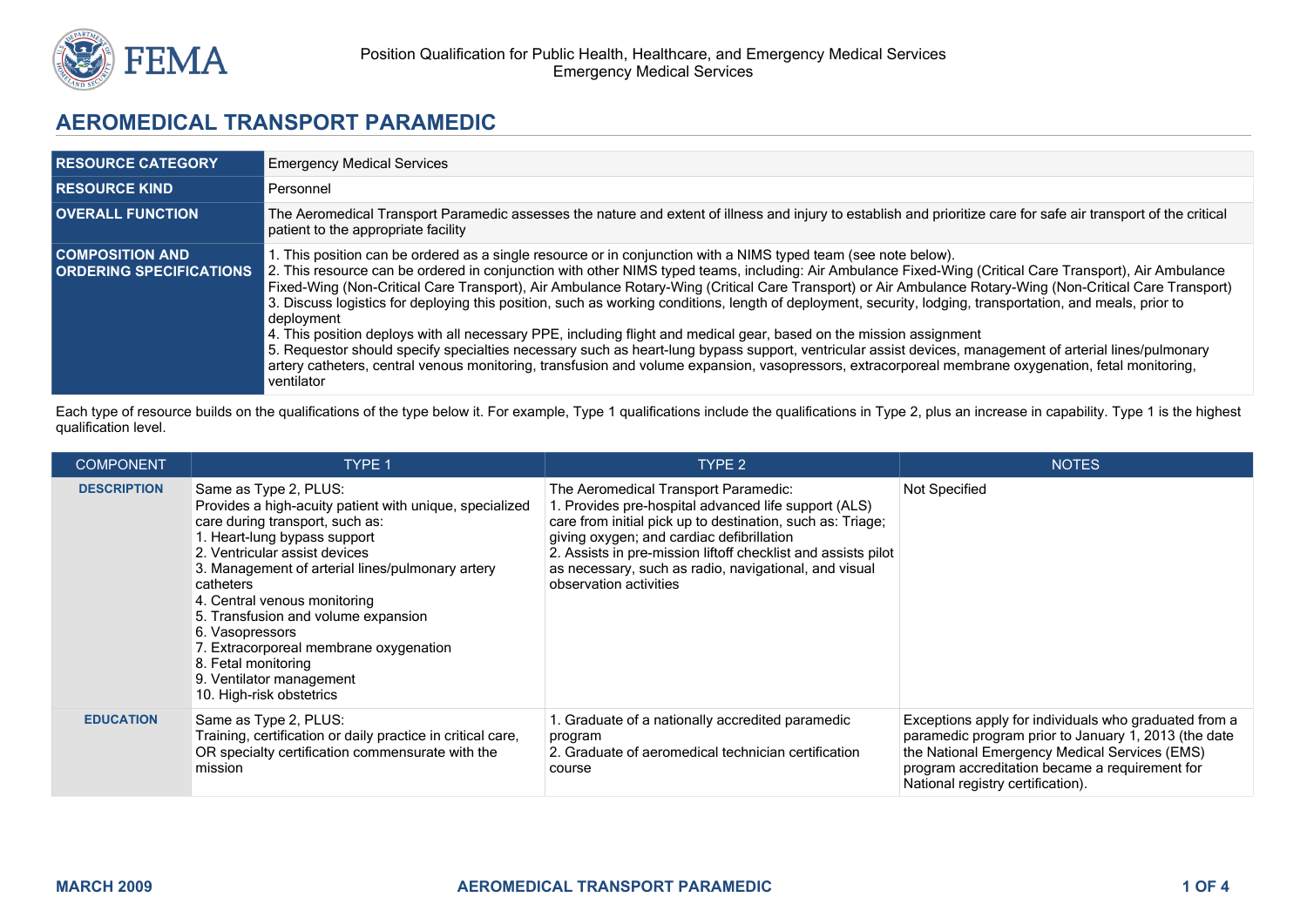Position Qualification for Public Health, Healthcare, and Emergency Medical Services
Emergency Medical Services

# AEROMEDICAL TRANSPORT PARAMEDIC

| | |
|---|---|
| **RESOURCE CATEGORY** | Emergency Medical Services |
| **RESOURCE KIND** | Personnel |
| **OVERALL FUNCTION** | The Aeromedical Transport Paramedic assesses the nature and extent of illness and injury to establish and prioritize care for safe air transport of the critical patient to the appropriate facility |
| **COMPOSITION AND ORDERING SPECIFICATIONS** | 1. This position can be ordered as a single resource or in conjunction with a NIMS typed team (see note below).<br>2. This resource can be ordered in conjunction with other NIMS typed teams, including: Air Ambulance Fixed-Wing (Critical Care Transport), Air Ambulance Fixed-Wing (Non-Critical Care Transport), Air Ambulance Rotary-Wing (Critical Care Transport) or Air Ambulance Rotary-Wing (Non-Critical Care Transport)<br>3. Discuss logistics for deploying this position, such as working conditions, length of deployment, security, lodging, transportation, and meals, prior to deployment<br>4. This position deploys with all necessary PPE, including flight and medical gear, based on the mission assignment<br>5. Requestor should specify specialties necessary such as heart-lung bypass support, ventricular assist devices, management of arterial lines/pulmonary artery catheters, central venous monitoring, transfusion and volume expansion, vasopressors, extracorporeal membrane oxygenation, fetal monitoring, ventilator |

Each type of resource builds on the qualifications of the type below it. For example, Type 1 qualifications include the qualifications in Type 2, plus an increase in capability. Type 1 is the highest qualification level.

| COMPONENT | TYPE 1 | TYPE 2 | NOTES |
|---|---|---|---|
| **DESCRIPTION** | Same as Type 2, PLUS:<br>Provides a high-acuity patient with unique, specialized care during transport, such as:<br>1. Heart-lung bypass support<br>2. Ventricular assist devices<br>3. Management of arterial lines/pulmonary artery catheters<br>4. Central venous monitoring<br>5. Transfusion and volume expansion<br>6. Vasopressors<br>7. Extracorporeal membrane oxygenation<br>8. Fetal monitoring<br>9. Ventilator management<br>10. High-risk obstetrics | The Aeromedical Transport Paramedic:<br>1. Provides pre-hospital advanced life support (ALS) care from initial pick up to destination, such as: Triage; giving oxygen; and cardiac defibrillation<br>2. Assists in pre-mission liftoff checklist and assists pilot as necessary, such as radio, navigational, and visual observation activities | Not Specified |
| **EDUCATION** | Same as Type 2, PLUS:<br>Training, certification or daily practice in critical care, OR specialty certification commensurate with the mission | 1. Graduate of a nationally accredited paramedic program<br>2. Graduate of aeromedical technician certification course | Exceptions apply for individuals who graduated from a paramedic program prior to January 1, 2013 (the date the National Emergency Medical Services (EMS) program accreditation became a requirement for National registry certification). |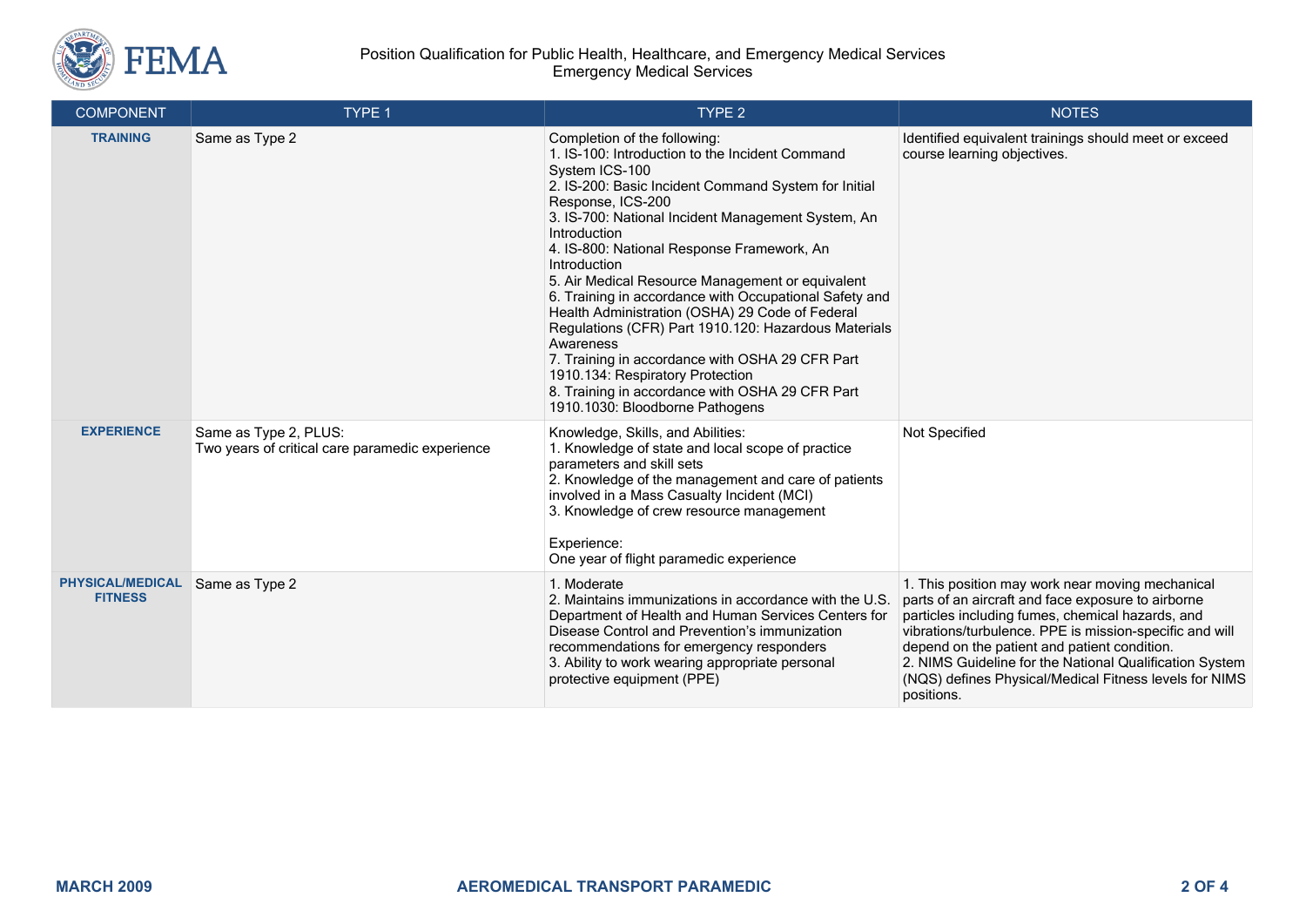| COMPONENT | TYPE 1 | TYPE 2 | NOTES |
|---|---|---|---|
| **TRAINING** | Same as Type 2 | Completion of the following:<br>1. IS-100: Introduction to the Incident Command System ICS-100<br>2. IS-200: Basic Incident Command System for Initial Response, ICS-200<br>3. IS-700: National Incident Management System, An Introduction<br>4. IS-800: National Response Framework, An Introduction<br>5. Air Medical Resource Management or equivalent<br>6. Training in accordance with Occupational Safety and Health Administration (OSHA) 29 Code of Federal Regulations (CFR) Part 1910.120: Hazardous Materials Awareness<br>7. Training in accordance with OSHA 29 CFR Part 1910.134: Respiratory Protection<br>8. Training in accordance with OSHA 29 CFR Part 1910.1030: Bloodborne Pathogens | Identified equivalent trainings should meet or exceed course learning objectives. |
| **EXPERIENCE** | Same as Type 2, PLUS:<br>Two years of critical care paramedic experience | Knowledge, Skills, and Abilities:<br>1. Knowledge of state and local scope of practice parameters and skill sets<br>2. Knowledge of the management and care of patients involved in a Mass Casualty Incident (MCI)<br>3. Knowledge of crew resource management<br><br>Experience:<br>One year of flight paramedic experience | Not Specified |
| **PHYSICAL/MEDICAL FITNESS** | Same as Type 2 | 1. Moderate<br>2. Maintains immunizations in accordance with the U.S. Department of Health and Human Services Centers for Disease Control and Prevention's immunization recommendations for emergency responders<br>3. Ability to work wearing appropriate personal protective equipment (PPE) | 1. This position may work near moving mechanical parts of an aircraft and face exposure to airborne particles including fumes, chemical hazards, and vibrations/turbulence. PPE is mission-specific and will depend on the patient and patient condition.<br>2. NIMS Guideline for the National Qualification System (NQS) defines Physical/Medical Fitness levels for NIMS positions. |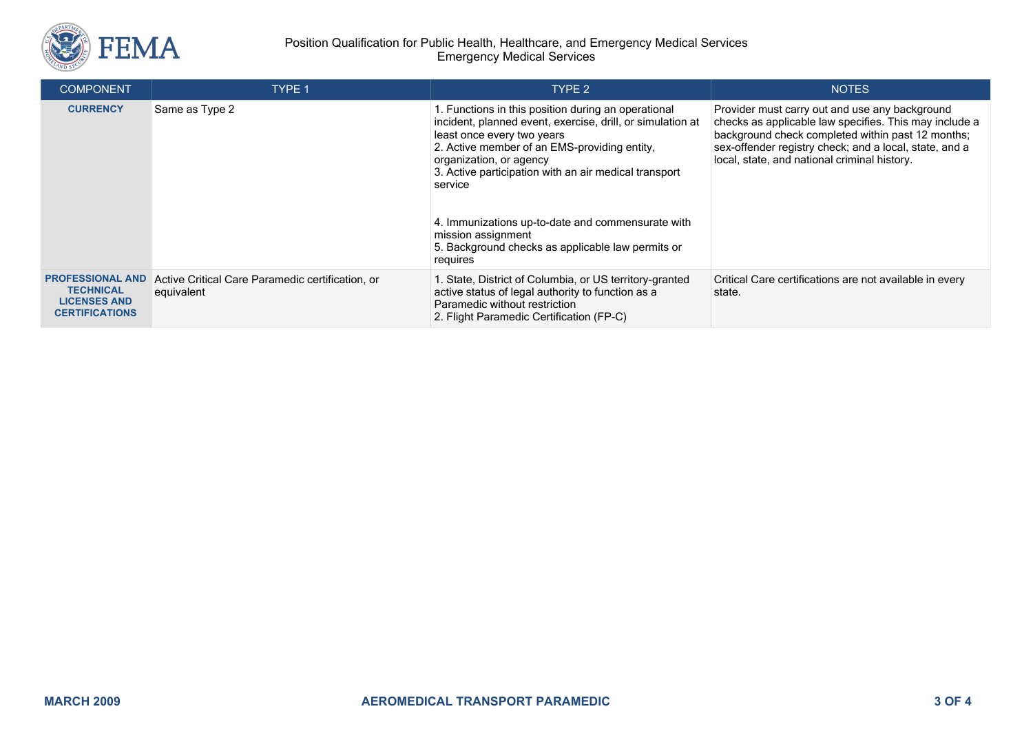| COMPONENT | TYPE 1 | TYPE 2 | NOTES |
| --- | --- | --- | --- |
| **CURRENCY** | Same as Type 2 | 1. Functions in this position during an operational incident, planned event, exercise, drill, or simulation at least once every two years<br>2. Active member of an EMS-providing entity, organization, or agency<br>3. Active participation with an air medical transport service<br><br>4. Immunizations up-to-date and commensurate with mission assignment<br>5. Background checks as applicable law permits or requires | Provider must carry out and use any background checks as applicable law specifies. This may include a background check completed within past 12 months; sex-offender registry check; and a local, state, and a local, state, and national criminal history. |
| **PROFESSIONAL AND TECHNICAL LICENSES AND CERTIFICATIONS** | Active Critical Care Paramedic certification, or equivalent | 1. State, District of Columbia, or US territory-granted active status of legal authority to function as a Paramedic without restriction<br>2. Flight Paramedic Certification (FP-C) | Critical Care certifications are not available in every state. |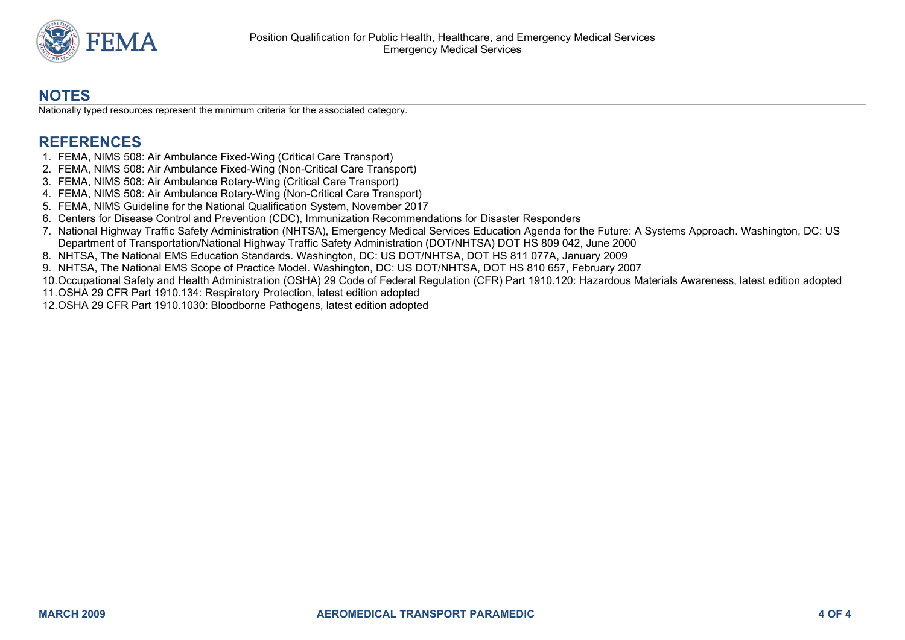## NOTES

Nationally typed resources represent the minimum criteria for the associated category.

## REFERENCES

1. FEMA, NIMS 508: Air Ambulance Fixed-Wing (Critical Care Transport)
2. FEMA, NIMS 508: Air Ambulance Fixed-Wing (Non-Critical Care Transport)
3. FEMA, NIMS 508: Air Ambulance Rotary-Wing (Critical Care Transport)
4. FEMA, NIMS 508: Air Ambulance Rotary-Wing (Non-Critical Care Transport)
5. FEMA, NIMS Guideline for the National Qualification System, November 2017
6. Centers for Disease Control and Prevention (CDC), Immunization Recommendations for Disaster Responders
7. National Highway Traffic Safety Administration (NHTSA), Emergency Medical Services Education Agenda for the Future: A Systems Approach. Washington, DC: US Department of Transportation/National Highway Traffic Safety Administration (DOT/NHTSA) DOT HS 809 042, June 2000
8. NHTSA, The National EMS Education Standards. Washington, DC: US DOT/NHTSA, DOT HS 811 077A, January 2009
9. NHTSA, The National EMS Scope of Practice Model. Washington, DC: US DOT/NHTSA, DOT HS 810 657, February 2007
10. Occupational Safety and Health Administration (OSHA) 29 Code of Federal Regulation (CFR) Part 1910.120: Hazardous Materials Awareness, latest edition adopted
11. OSHA 29 CFR Part 1910.134: Respiratory Protection, latest edition adopted
12. OSHA 29 CFR Part 1910.1030: Bloodborne Pathogens, latest edition adopted